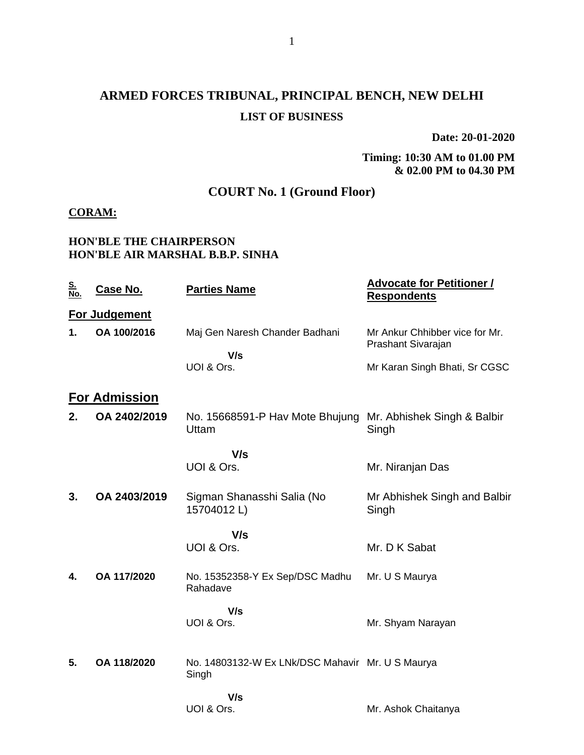# ARMED FORCES TRIBUNAL, PRINCIPAL BENCH, NEW DELHI

## LIST OF BUSINESS

**Date: 20-01-2020**

**Timing: 10:30 AM to 01.00 PM & 02.00 PM to 04.30 PM**

## COURT No. 1 (Ground Floor)

**CORAM:**

**HON'BLE THE CHAIRPERSON**
**HON'BLE AIR MARSHAL B.B.P. SINHA**

| S. No. | Case No. | Parties Name | Advocate for Petitioner / Respondents |
|---|---|---|---|
| | **For Judgement** | | |
| 1. | OA 100/2016 | Maj Gen Naresh Chander Badhani | Mr Ankur Chhibber vice for Mr. Prashant Sivarajan |
| | | V/s | |
| | | UOI & Ors. | Mr Karan Singh Bhati, Sr CGSC |
| | **For Admission** | | |
| 2. | OA 2402/2019 | No. 15668591-P Hav Mote Bhujung Uttam | Mr. Abhishek Singh & Balbir Singh |
| | | V/s | |
| | | UOI & Ors. | Mr. Niranjan Das |
| 3. | OA 2403/2019 | Sigman Shanasshi Salia (No 15704012 L) | Mr Abhishek Singh and Balbir Singh |
| | | V/s | |
| | | UOI & Ors. | Mr. D K Sabat |
| 4. | OA 117/2020 | No. 15352358-Y Ex Sep/DSC Madhu Rahadave | Mr. U S Maurya |
| | | V/s | |
| | | UOI & Ors. | Mr. Shyam Narayan |
| 5. | OA 118/2020 | No. 14803132-W Ex LNk/DSC Mahavir Singh | Mr. U S Maurya |
| | | V/s | |
| | | UOI & Ors. | Mr. Ashok Chaitanya |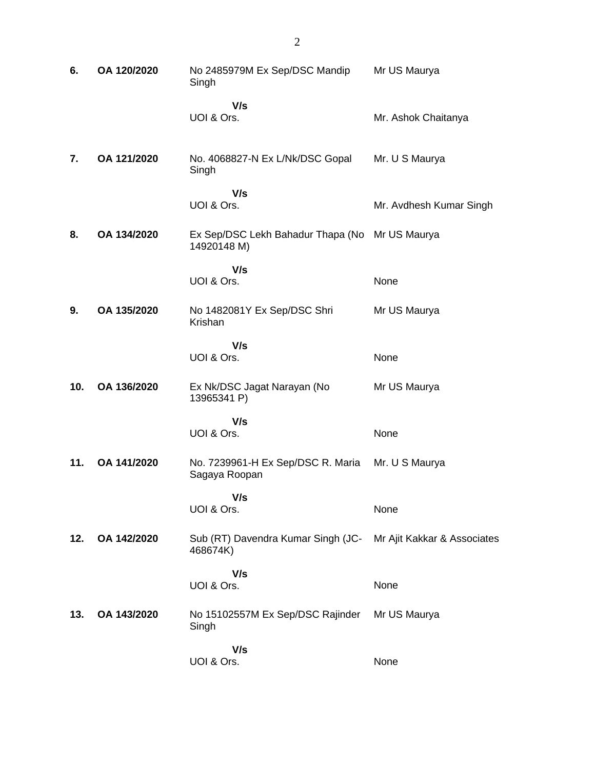| | | | |
|---|---|---|---|
| **6.** | **OA 120/2020** | No 2485979M Ex Sep/DSC Mandip Singh | Mr US Maurya |
| | | **V/s** | |
| | | UOI & Ors. | Mr. Ashok Chaitanya |
| **7.** | **OA 121/2020** | No. 4068827-N Ex L/Nk/DSC Gopal Singh | Mr. U S Maurya |
| | | **V/s** | |
| | | UOI & Ors. | Mr. Avdhesh Kumar Singh |
| **8.** | **OA 134/2020** | Ex Sep/DSC Lekh Bahadur Thapa (No 14920148 M) | Mr US Maurya |
| | | **V/s** | |
| | | UOI & Ors. | None |
| **9.** | **OA 135/2020** | No 1482081Y Ex Sep/DSC Shri Krishan | Mr US Maurya |
| | | **V/s** | |
| | | UOI & Ors. | None |
| **10.** | **OA 136/2020** | Ex Nk/DSC Jagat Narayan (No 13965341 P) | Mr US Maurya |
| | | **V/s** | |
| | | UOI & Ors. | None |
| **11.** | **OA 141/2020** | No. 7239961-H Ex Sep/DSC R. Maria Sagaya Roopan | Mr. U S Maurya |
| | | **V/s** | |
| | | UOI & Ors. | None |
| **12.** | **OA 142/2020** | Sub (RT) Davendra Kumar Singh (JC-468674K) | Mr Ajit Kakkar & Associates |
| | | **V/s** | |
| | | UOI & Ors. | None |
| **13.** | **OA 143/2020** | No 15102557M Ex Sep/DSC Rajinder Singh | Mr US Maurya |
| | | **V/s** | |
| | | UOI & Ors. | None |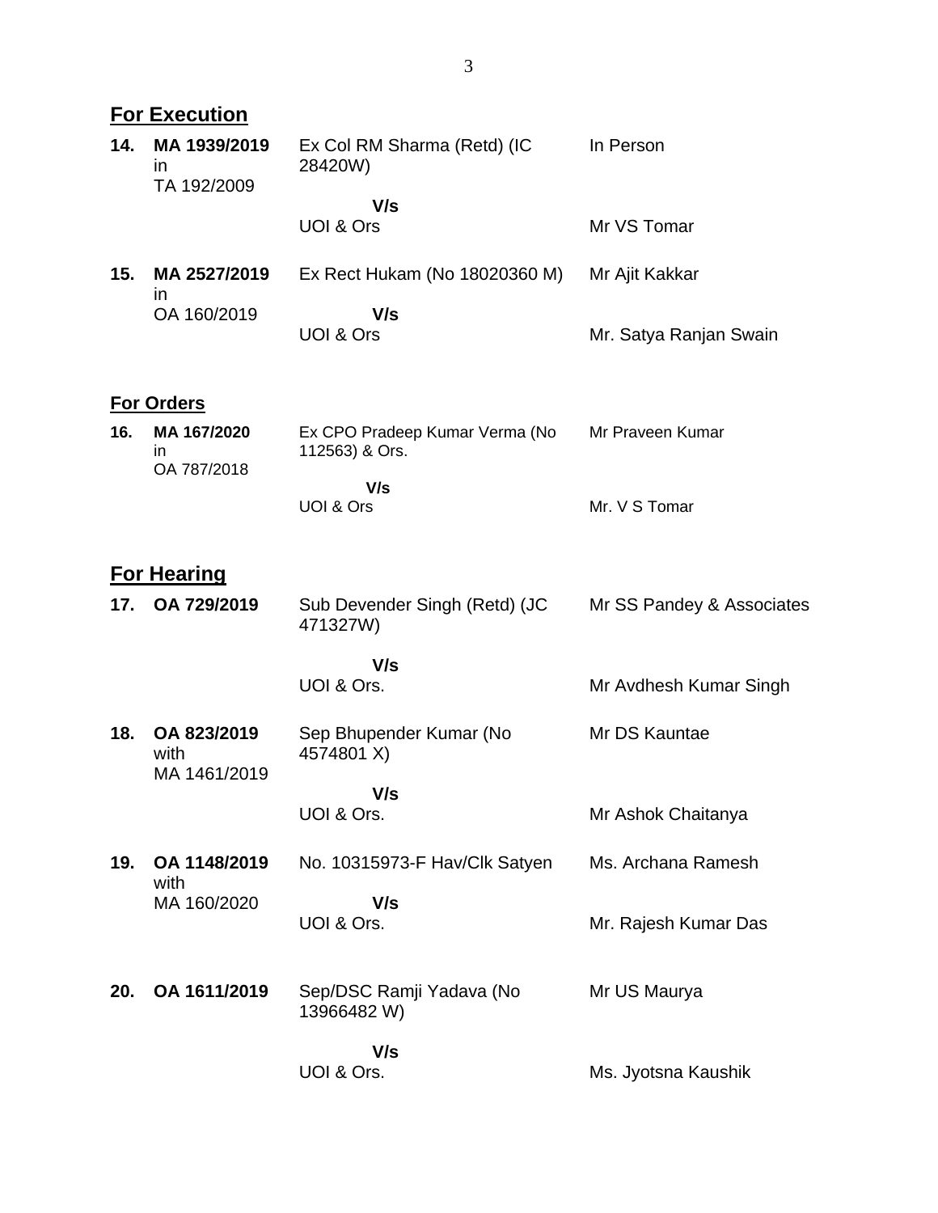## For Execution

| | | | |
|---|---|---|---|
| **14.** | **MA 1939/2019** in TA 192/2009 | Ex Col RM Sharma (Retd) (IC 28420W) | In Person |
| | | **V/s** | |
| | | UOI & Ors | Mr VS Tomar |
| **15.** | **MA 2527/2019** in OA 160/2019 | Ex Rect Hukam (No 18020360 M) | Mr Ajit Kakkar |
| | | **V/s** | |
| | | UOI & Ors | Mr. Satya Ranjan Swain |

## For Orders

| | | | |
|---|---|---|---|
| **16.** | **MA 167/2020** in OA 787/2018 | Ex CPO Pradeep Kumar Verma (No 112563) & Ors. | Mr Praveen Kumar |
| | | **V/s** | |
| | | UOI & Ors | Mr. V S Tomar |

## For Hearing

| | | | |
|---|---|---|---|
| **17.** | **OA 729/2019** | Sub Devender Singh (Retd) (JC 471327W) | Mr SS Pandey & Associates |
| | | **V/s** | |
| | | UOI & Ors. | Mr Avdhesh Kumar Singh |
| **18.** | **OA 823/2019** with MA 1461/2019 | Sep Bhupender Kumar (No 4574801 X) | Mr DS Kauntae |
| | | **V/s** | |
| | | UOI & Ors. | Mr Ashok Chaitanya |
| **19.** | **OA 1148/2019** with MA 160/2020 | No. 10315973-F Hav/Clk Satyen | Ms. Archana Ramesh |
| | | **V/s** | |
| | | UOI & Ors. | Mr. Rajesh Kumar Das |
| **20.** | **OA 1611/2019** | Sep/DSC Ramji Yadava (No 13966482 W) | Mr US Maurya |
| | | **V/s** | |
| | | UOI & Ors. | Ms. Jyotsna Kaushik |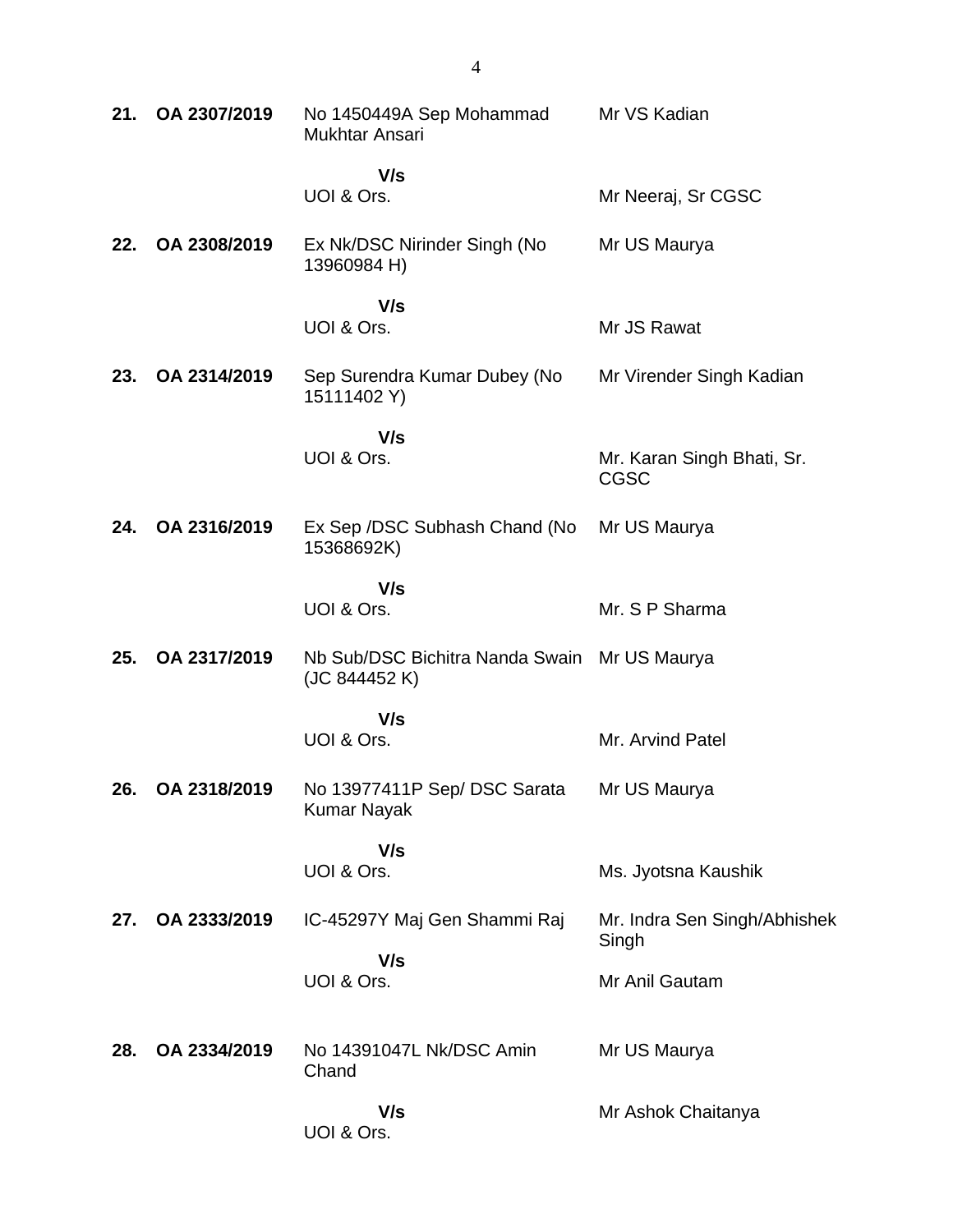| | | | |
|---|---|---|---|
| **21.** | **OA 2307/2019** | No 1450449A Sep Mohammad Mukhtar Ansari | Mr VS Kadian |
| | | **V/s** | |
| | | UOI & Ors. | Mr Neeraj, Sr CGSC |
| **22.** | **OA 2308/2019** | Ex Nk/DSC Nirinder Singh (No 13960984 H) | Mr US Maurya |
| | | **V/s** | |
| | | UOI & Ors. | Mr JS Rawat |
| **23.** | **OA 2314/2019** | Sep Surendra Kumar Dubey (No 15111402 Y) | Mr Virender Singh Kadian |
| | | **V/s** | |
| | | UOI & Ors. | Mr. Karan Singh Bhati, Sr. CGSC |
| **24.** | **OA 2316/2019** | Ex Sep /DSC Subhash Chand (No 15368692K) | Mr US Maurya |
| | | **V/s** | |
| | | UOI & Ors. | Mr. S P Sharma |
| **25.** | **OA 2317/2019** | Nb Sub/DSC Bichitra Nanda Swain (JC 844452 K) | Mr US Maurya |
| | | **V/s** | |
| | | UOI & Ors. | Mr. Arvind Patel |
| **26.** | **OA 2318/2019** | No 13977411P Sep/ DSC Sarata Kumar Nayak | Mr US Maurya |
| | | **V/s** | |
| | | UOI & Ors. | Ms. Jyotsna Kaushik |
| **27.** | **OA 2333/2019** | IC-45297Y Maj Gen Shammi Raj | Mr. Indra Sen Singh/Abhishek Singh |
| | | **V/s** | |
| | | UOI & Ors. | Mr Anil Gautam |
| **28.** | **OA 2334/2019** | No 14391047L Nk/DSC Amin Chand | Mr US Maurya |
| | | **V/s** | |
| | | UOI & Ors. | Mr Ashok Chaitanya |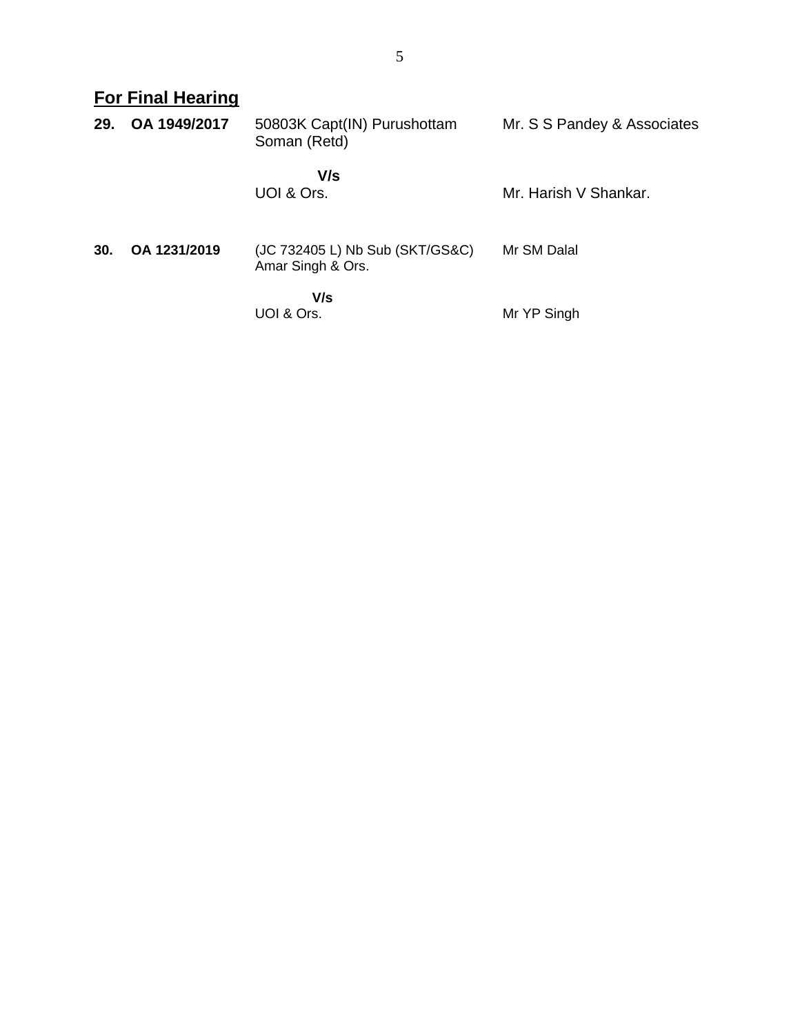## For Final Hearing

| | | | |
|---|---|---|---|
| **29.** | **OA 1949/2017** | 50803K Capt(IN) Purushottam Soman (Retd)<br><br>**V/s**<br>UOI & Ors. | Mr. S S Pandey & Associates<br><br><br>Mr. Harish V Shankar. |
| **30.** | **OA 1231/2019** | (JC 732405 L) Nb Sub (SKT/GS&C) Amar Singh & Ors.<br><br>**V/s**<br>UOI & Ors. | Mr SM Dalal<br><br><br>Mr YP Singh |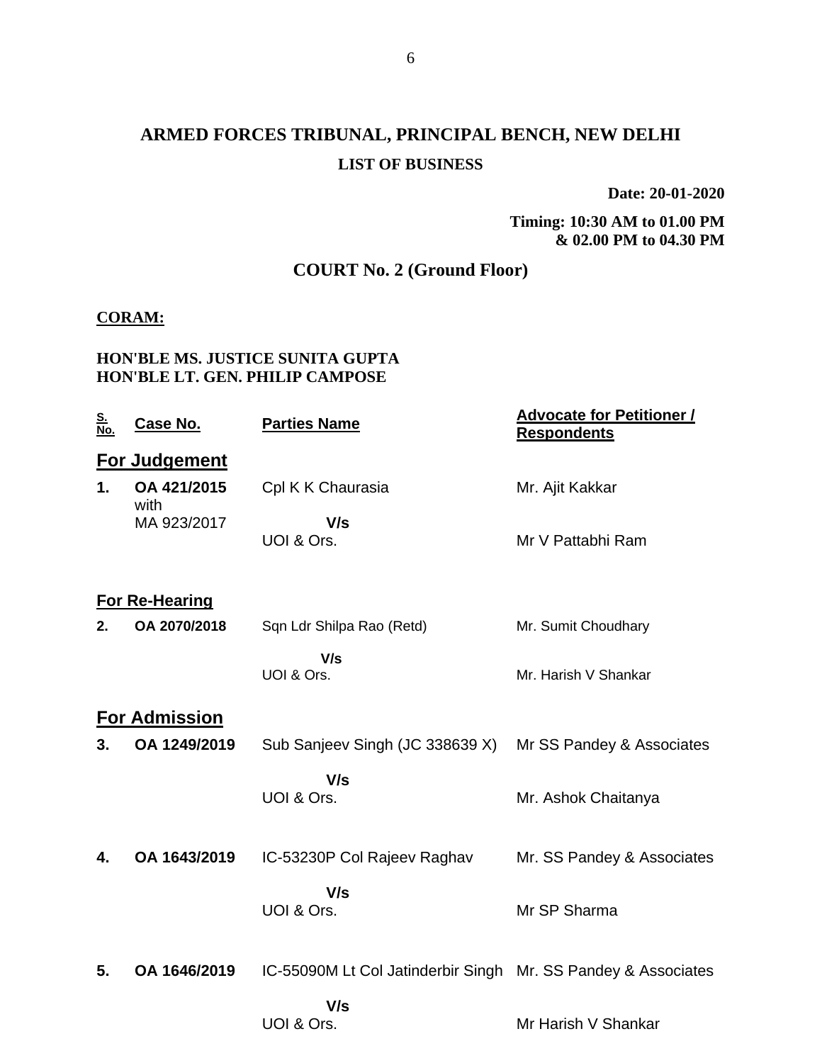# ARMED FORCES TRIBUNAL, PRINCIPAL BENCH, NEW DELHI

## LIST OF BUSINESS

**Date: 20-01-2020**

**Timing: 10:30 AM to 01.00 PM & 02.00 PM to 04.30 PM**

## COURT No. 2 (Ground Floor)

**CORAM:**

**HON'BLE MS. JUSTICE SUNITA GUPTA**
**HON'BLE LT. GEN. PHILIP CAMPOSE**

| S. No. | Case No. | Parties Name | Advocate for Petitioner / Respondents |
|---|---|---|---|
| **For Judgement** | | | |
| **1.** | **OA 421/2015** with MA 923/2017 | Cpl K K Chaurasia **V/s** UOI & Ors. | Mr. Ajit Kakkar / Mr V Pattabhi Ram |
| **For Re-Hearing** | | | |
| **2.** | **OA 2070/2018** | Sqn Ldr Shilpa Rao (Retd) **V/s** UOI & Ors. | Mr. Sumit Choudhary / Mr. Harish V Shankar |
| **For Admission** | | | |
| **3.** | **OA 1249/2019** | Sub Sanjeev Singh (JC 338639 X) **V/s** UOI & Ors. | Mr SS Pandey & Associates / Mr. Ashok Chaitanya |
| **4.** | **OA 1643/2019** | IC-53230P Col Rajeev Raghav **V/s** UOI & Ors. | Mr. SS Pandey & Associates / Mr SP Sharma |
| **5.** | **OA 1646/2019** | IC-55090M Lt Col Jatinderbir Singh **V/s** UOI & Ors. | Mr. SS Pandey & Associates / Mr Harish V Shankar |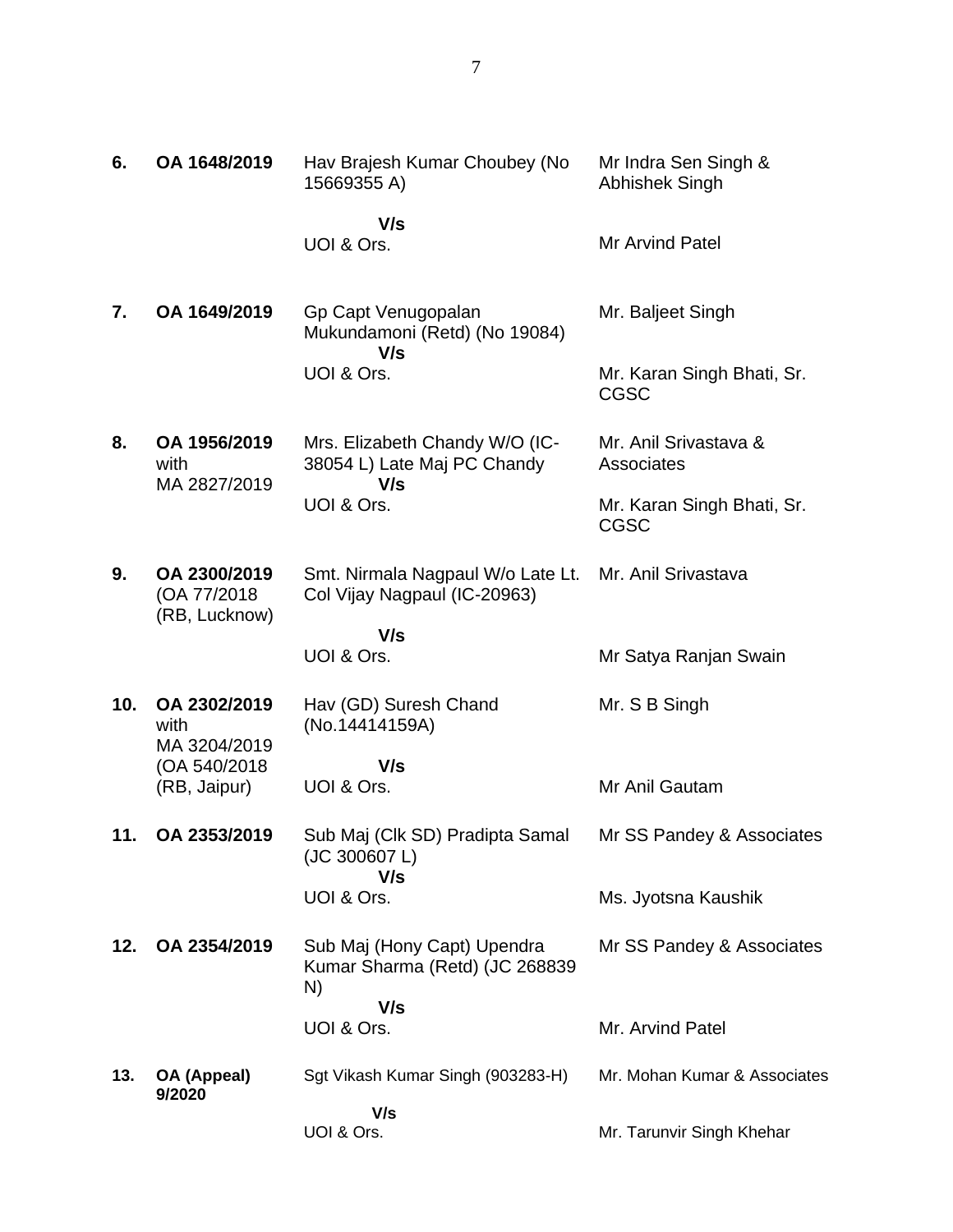| | | | |
|---|---|---|---|
| **6.** | **OA 1648/2019** | Hav Brajesh Kumar Choubey (No 15669355 A)<br><br>**V/s**<br>UOI & Ors. | Mr Indra Sen Singh & Abhishek Singh<br><br>Mr Arvind Patel |
| **7.** | **OA 1649/2019** | Gp Capt Venugopalan Mukundamoni (Retd) (No 19084)<br>**V/s**<br>UOI & Ors. | Mr. Baljeet Singh<br><br>Mr. Karan Singh Bhati, Sr. CGSC |
| **8.** | **OA 1956/2019** with MA 2827/2019 | Mrs. Elizabeth Chandy W/O (IC-38054 L) Late Maj PC Chandy<br>**V/s**<br>UOI & Ors. | Mr. Anil Srivastava & Associates<br><br>Mr. Karan Singh Bhati, Sr. CGSC |
| **9.** | **OA 2300/2019** (OA 77/2018 (RB, Lucknow) | Smt. Nirmala Nagpaul W/o Late Lt. Col Vijay Nagpaul (IC-20963)<br><br>**V/s**<br>UOI & Ors. | Mr. Anil Srivastava<br><br>Mr Satya Ranjan Swain |
| **10.** | **OA 2302/2019** with MA 3204/2019 (OA 540/2018 (RB, Jaipur) | Hav (GD) Suresh Chand (No.14414159A)<br><br>**V/s**<br>UOI & Ors. | Mr. S B Singh<br><br>Mr Anil Gautam |
| **11.** | **OA 2353/2019** | Sub Maj (Clk SD) Pradipta Samal (JC 300607 L)<br>**V/s**<br>UOI & Ors. | Mr SS Pandey & Associates<br><br>Ms. Jyotsna Kaushik |
| **12.** | **OA 2354/2019** | Sub Maj (Hony Capt) Upendra Kumar Sharma (Retd) (JC 268839 N)<br>**V/s**<br>UOI & Ors. | Mr SS Pandey & Associates<br><br>Mr. Arvind Patel |
| **13.** | **OA (Appeal) 9/2020** | Sgt Vikash Kumar Singh (903283-H)<br><br>**V/s**<br>UOI & Ors. | Mr. Mohan Kumar & Associates<br><br>Mr. Tarunvir Singh Khehar |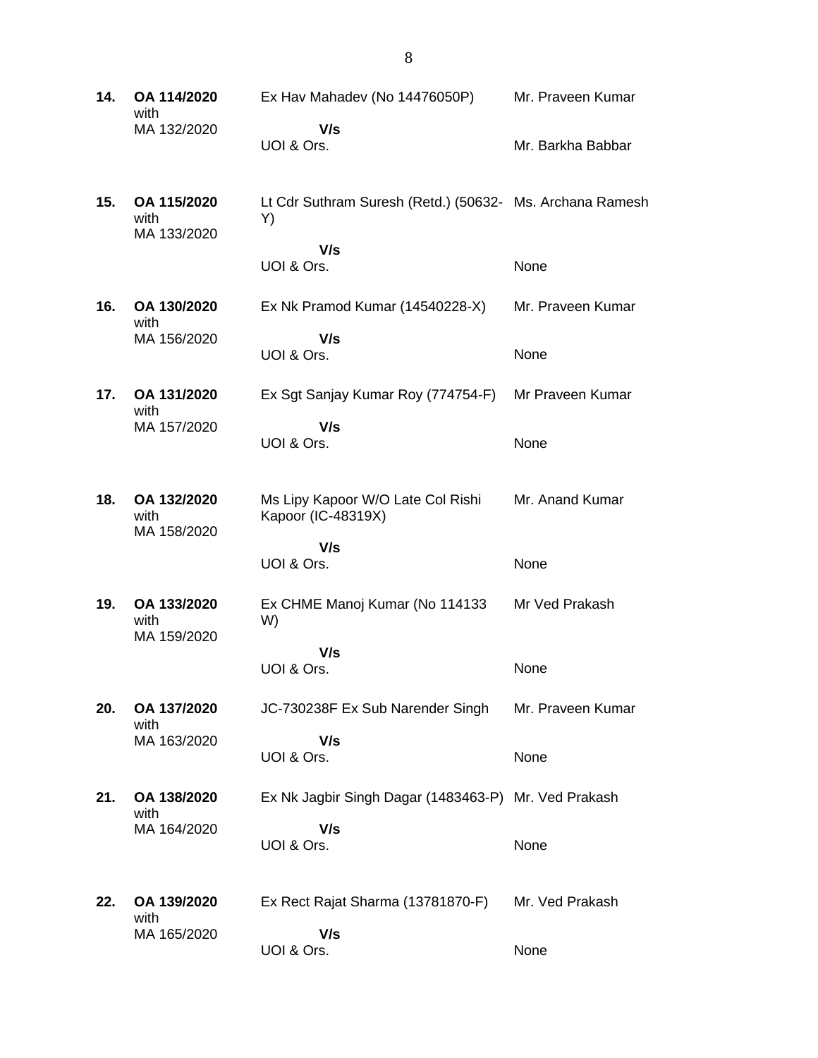| | | | |
|---|---|---|---|
| **14.** | **OA 114/2020** with MA 132/2020 | Ex Hav Mahadev (No 14476050P)<br>**V/s**<br>UOI & Ors. | Mr. Praveen Kumar<br><br>Mr. Barkha Babbar |
| **15.** | **OA 115/2020** with MA 133/2020 | Lt Cdr Suthram Suresh (Retd.) (50632-Y)<br>**V/s**<br>UOI & Ors. | Ms. Archana Ramesh<br><br>None |
| **16.** | **OA 130/2020** with MA 156/2020 | Ex Nk Pramod Kumar (14540228-X)<br>**V/s**<br>UOI & Ors. | Mr. Praveen Kumar<br><br>None |
| **17.** | **OA 131/2020** with MA 157/2020 | Ex Sgt Sanjay Kumar Roy (774754-F)<br>**V/s**<br>UOI & Ors. | Mr Praveen Kumar<br><br>None |
| **18.** | **OA 132/2020** with MA 158/2020 | Ms Lipy Kapoor W/O Late Col Rishi Kapoor (IC-48319X)<br>**V/s**<br>UOI & Ors. | Mr. Anand Kumar<br><br>None |
| **19.** | **OA 133/2020** with MA 159/2020 | Ex CHME Manoj Kumar (No 114133 W)<br>**V/s**<br>UOI & Ors. | Mr Ved Prakash<br><br>None |
| **20.** | **OA 137/2020** with MA 163/2020 | JC-730238F Ex Sub Narender Singh<br>**V/s**<br>UOI & Ors. | Mr. Praveen Kumar<br><br>None |
| **21.** | **OA 138/2020** with MA 164/2020 | Ex Nk Jagbir Singh Dagar (1483463-P)<br>**V/s**<br>UOI & Ors. | Mr. Ved Prakash<br><br>None |
| **22.** | **OA 139/2020** with MA 165/2020 | Ex Rect Rajat Sharma (13781870-F)<br>**V/s**<br>UOI & Ors. | Mr. Ved Prakash<br><br>None |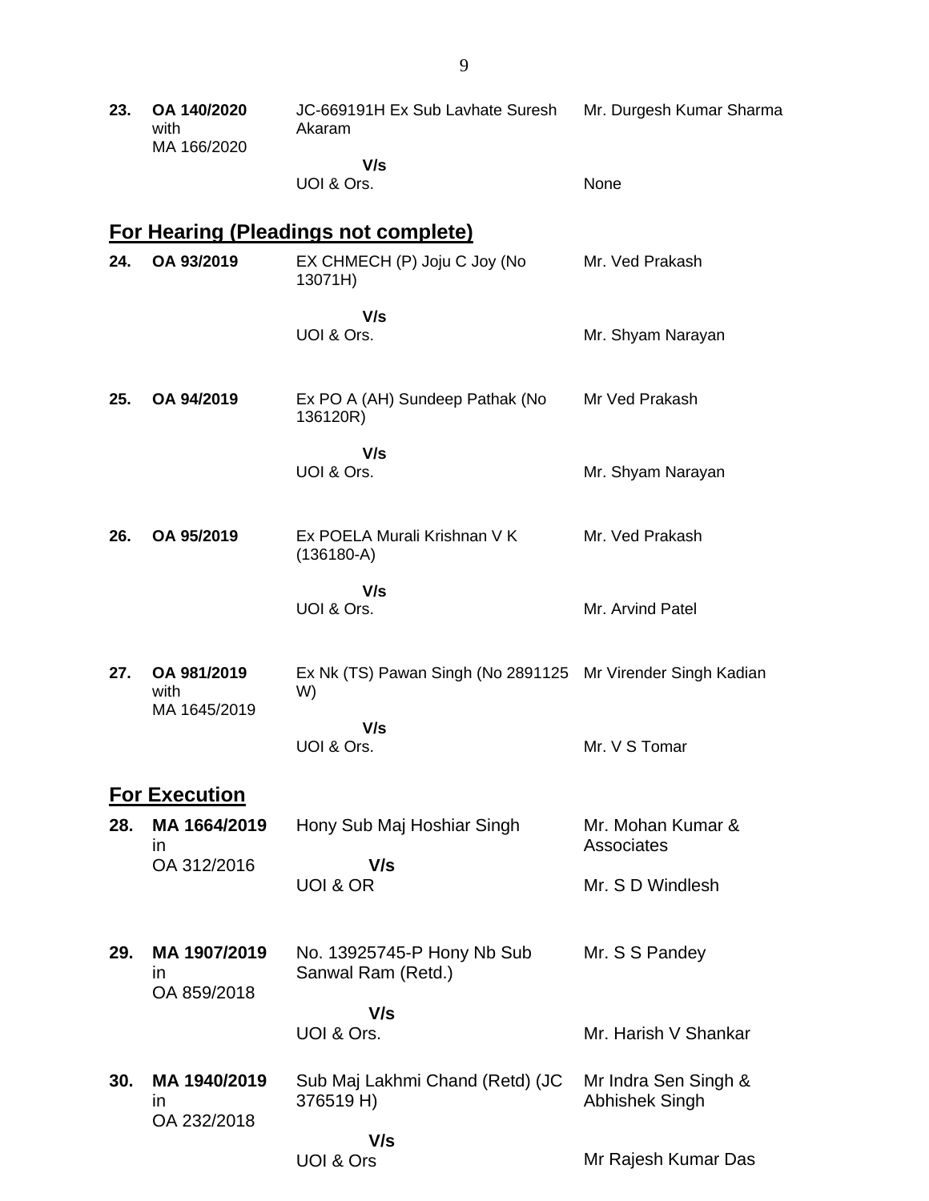| | | | |
|---|---|---|---|
| **23.** | **OA 140/2020** with MA 166/2020 | JC-669191H Ex Sub Lavhate Suresh Akaram<br>**V/s**<br>UOI & Ors. | Mr. Durgesh Kumar Sharma<br><br>None |

## For Hearing (Pleadings not complete)

| | | | |
|---|---|---|---|
| **24.** | **OA 93/2019** | EX CHMECH (P) Joju C Joy (No 13071H)<br>**V/s**<br>UOI & Ors. | Mr. Ved Prakash<br><br>Mr. Shyam Narayan |
| **25.** | **OA 94/2019** | Ex PO A (AH) Sundeep Pathak (No 136120R)<br>**V/s**<br>UOI & Ors. | Mr Ved Prakash<br><br>Mr. Shyam Narayan |
| **26.** | **OA 95/2019** | Ex POELA Murali Krishnan V K (136180-A)<br>**V/s**<br>UOI & Ors. | Mr. Ved Prakash<br><br>Mr. Arvind Patel |
| **27.** | **OA 981/2019** with MA 1645/2019 | Ex Nk (TS) Pawan Singh (No 2891125 W)<br>**V/s**<br>UOI & Ors. | Mr Virender Singh Kadian<br><br>Mr. V S Tomar |

## For Execution

| | | | |
|---|---|---|---|
| **28.** | **MA 1664/2019** in OA 312/2016 | Hony Sub Maj Hoshiar Singh<br>**V/s**<br>UOI & OR | Mr. Mohan Kumar & Associates<br><br>Mr. S D Windlesh |
| **29.** | **MA 1907/2019** in OA 859/2018 | No. 13925745-P Hony Nb Sub Sanwal Ram (Retd.)<br>**V/s**<br>UOI & Ors. | Mr. S S Pandey<br><br>Mr. Harish V Shankar |
| **30.** | **MA 1940/2019** in OA 232/2018 | Sub Maj Lakhmi Chand (Retd) (JC 376519 H)<br>**V/s**<br>UOI & Ors | Mr Indra Sen Singh & Abhishek Singh<br><br>Mr Rajesh Kumar Das |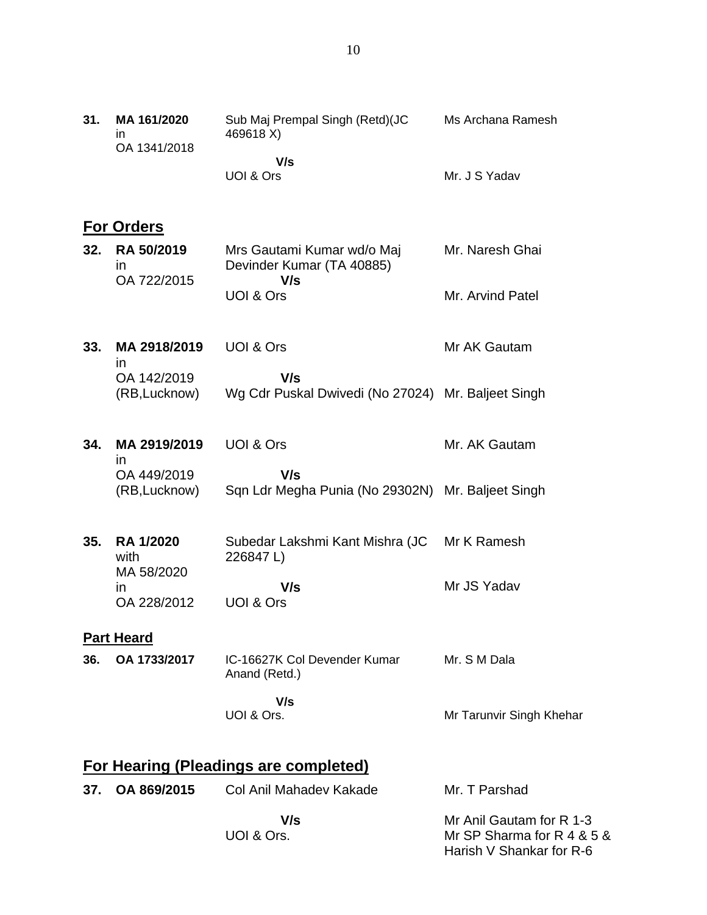| | | | |
|---|---|---|---|
| **31.** | **MA 161/2020** in OA 1341/2018 | Sub Maj Prempal Singh (Retd)(JC 469618 X) **V/s** UOI & Ors | Ms Archana Ramesh<br><br>Mr. J S Yadav |

## For Orders

| | | | |
|---|---|---|---|
| **32.** | **RA 50/2019** in OA 722/2015 | Mrs Gautami Kumar wd/o Maj Devinder Kumar (TA 40885) **V/s** UOI & Ors | Mr. Naresh Ghai<br><br>Mr. Arvind Patel |
| **33.** | **MA 2918/2019** in OA 142/2019 (RB,Lucknow) | UOI & Ors **V/s** Wg Cdr Puskal Dwivedi (No 27024) | Mr AK Gautam<br><br>Mr. Baljeet Singh |
| **34.** | **MA 2919/2019** in OA 449/2019 (RB,Lucknow) | UOI & Ors **V/s** Sqn Ldr Megha Punia (No 29302N) | Mr. AK Gautam<br><br>Mr. Baljeet Singh |
| **35.** | **RA 1/2020** with MA 58/2020 in OA 228/2012 | Subedar Lakshmi Kant Mishra (JC 226847 L) **V/s** UOI & Ors | Mr K Ramesh<br><br>Mr JS Yadav |

## Part Heard

| | | | |
|---|---|---|---|
| **36.** | **OA 1733/2017** | IC-16627K Col Devender Kumar Anand (Retd.) **V/s** UOI & Ors. | Mr. S M Dala<br><br>Mr Tarunvir Singh Khehar |

## For Hearing (Pleadings are completed)

| | | | |
|---|---|---|---|
| **37.** | **OA 869/2015** | Col Anil Mahadev Kakade **V/s** UOI & Ors. | Mr. T Parshad<br><br>Mr Anil Gautam for R 1-3<br>Mr SP Sharma for R 4 & 5 &<br>Harish V Shankar for R-6 |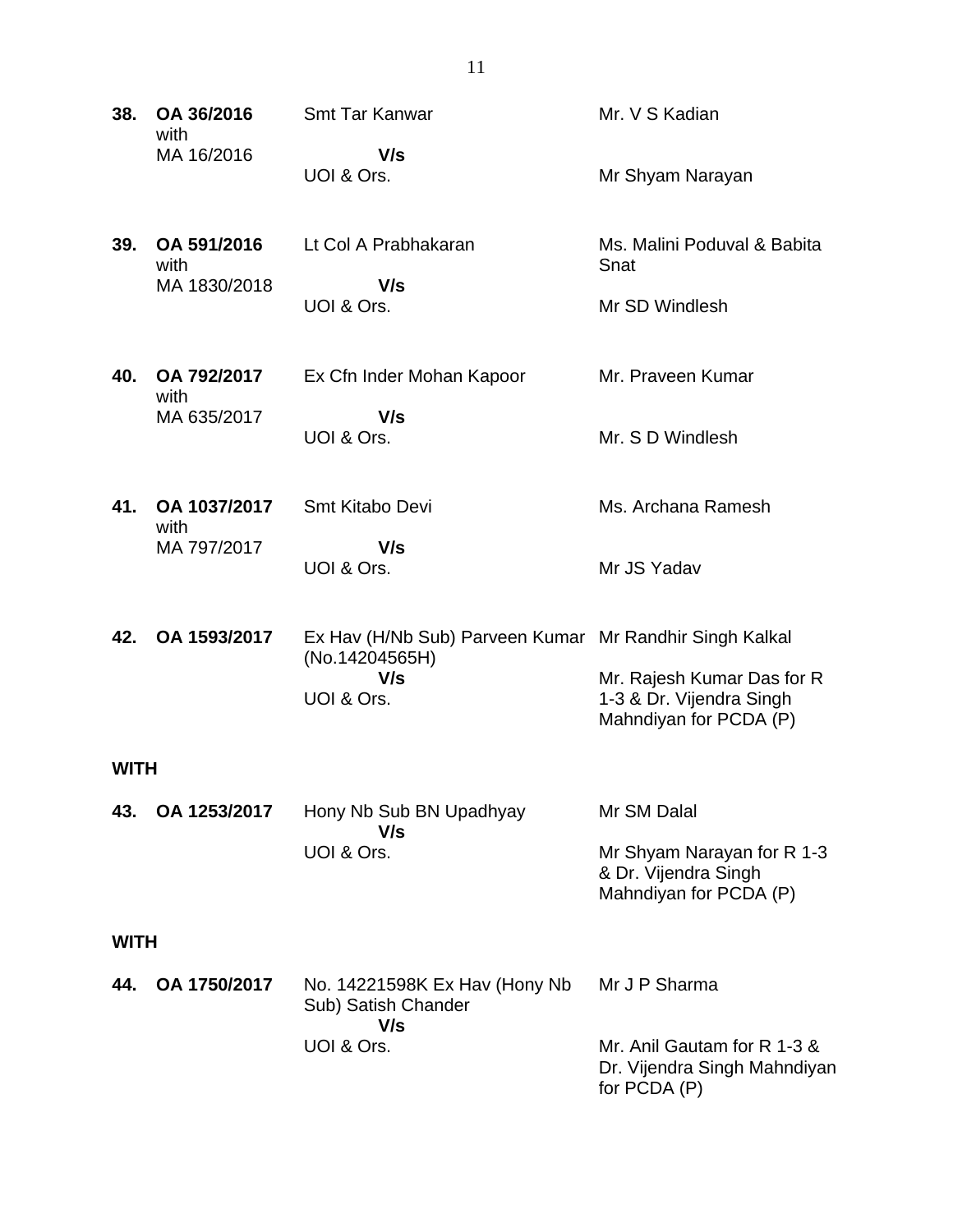| | | | |
|---|---|---|---|
| **38.** | **OA 36/2016** with MA 16/2016 | Smt Tar Kanwar **V/s** UOI & Ors. | Mr. V S Kadian<br><br>Mr Shyam Narayan |
| **39.** | **OA 591/2016** with MA 1830/2018 | Lt Col A Prabhakaran **V/s** UOI & Ors. | Ms. Malini Poduval & Babita Snat<br><br>Mr SD Windlesh |
| **40.** | **OA 792/2017** with MA 635/2017 | Ex Cfn Inder Mohan Kapoor **V/s** UOI & Ors. | Mr. Praveen Kumar<br><br>Mr. S D Windlesh |
| **41.** | **OA 1037/2017** with MA 797/2017 | Smt Kitabo Devi **V/s** UOI & Ors. | Ms. Archana Ramesh<br><br>Mr JS Yadav |
| **42.** | **OA 1593/2017** | Ex Hav (H/Nb Sub) Parveen Kumar (No.14204565H) **V/s** UOI & Ors. | Mr Randhir Singh Kalkal<br><br>Mr. Rajesh Kumar Das for R 1-3 & Dr. Vijendra Singh Mahndiyan for PCDA (P) |

**WITH**

| | | | |
|---|---|---|---|
| **43.** | **OA 1253/2017** | Hony Nb Sub BN Upadhyay **V/s** UOI & Ors. | Mr SM Dalal<br><br>Mr Shyam Narayan for R 1-3 & Dr. Vijendra Singh Mahndiyan for PCDA (P) |

**WITH**

| | | | |
|---|---|---|---|
| **44.** | **OA 1750/2017** | No. 14221598K Ex Hav (Hony Nb Sub) Satish Chander **V/s** UOI & Ors. | Mr J P Sharma<br><br>Mr. Anil Gautam for R 1-3 & Dr. Vijendra Singh Mahndiyan for PCDA (P) |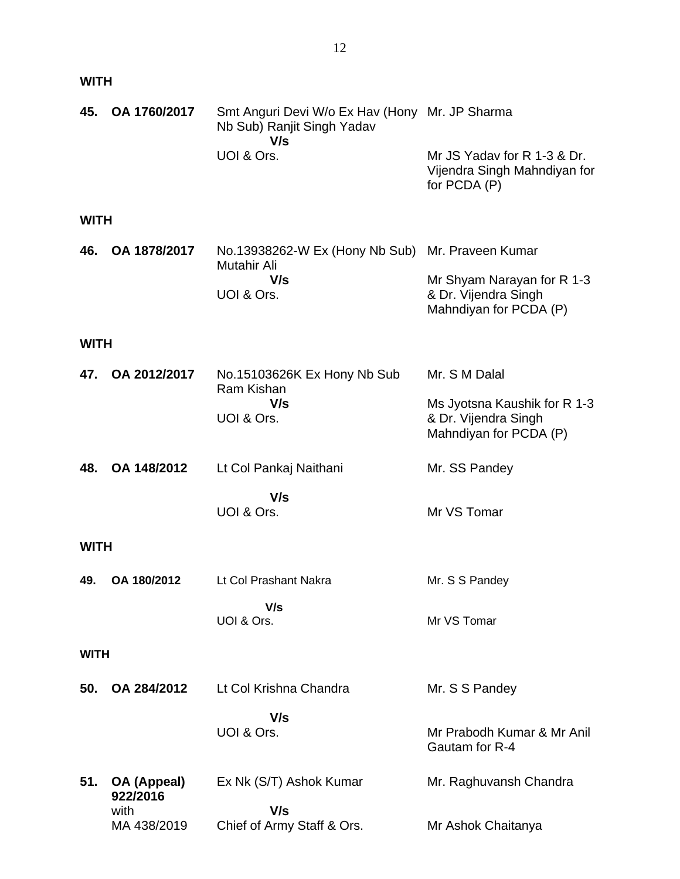**WITH**

| | | | |
|---|---|---|---|
| **45.** | **OA 1760/2017** | Smt Anguri Devi W/o Ex Hav (Hony Nb Sub) Ranjit Singh Yadav<br>**V/s**<br>UOI & Ors. | Mr. JP Sharma<br><br>Mr JS Yadav for R 1-3 & Dr. Vijendra Singh Mahndiyan for for PCDA (P) |

**WITH**

| | | | |
|---|---|---|---|
| **46.** | **OA 1878/2017** | No.13938262-W Ex (Hony Nb Sub) Mutahir Ali<br>**V/s**<br>UOI & Ors. | Mr. Praveen Kumar<br><br>Mr Shyam Narayan for R 1-3 & Dr. Vijendra Singh Mahndiyan for PCDA (P) |

**WITH**

| | | | |
|---|---|---|---|
| **47.** | **OA 2012/2017** | No.15103626K Ex Hony Nb Sub Ram Kishan<br>**V/s**<br>UOI & Ors. | Mr. S M Dalal<br><br>Ms Jyotsna Kaushik for R 1-3 & Dr. Vijendra Singh Mahndiyan for PCDA (P) |
| **48.** | **OA 148/2012** | Lt Col Pankaj Naithani<br>**V/s**<br>UOI & Ors. | Mr. SS Pandey<br><br>Mr VS Tomar |

**WITH**

| | | | |
|---|---|---|---|
| **49.** | **OA 180/2012** | Lt Col Prashant Nakra<br>**V/s**<br>UOI & Ors. | Mr. S S Pandey<br><br>Mr VS Tomar |

**WITH**

| | | | |
|---|---|---|---|
| **50.** | **OA 284/2012** | Lt Col Krishna Chandra<br>**V/s**<br>UOI & Ors. | Mr. S S Pandey<br><br>Mr Prabodh Kumar & Mr Anil Gautam for R-4 |
| **51.** | **OA (Appeal) 922/2016**<br>with<br>MA 438/2019 | Ex Nk (S/T) Ashok Kumar<br>**V/s**<br>Chief of Army Staff & Ors. | Mr. Raghuvansh Chandra<br><br>Mr Ashok Chaitanya |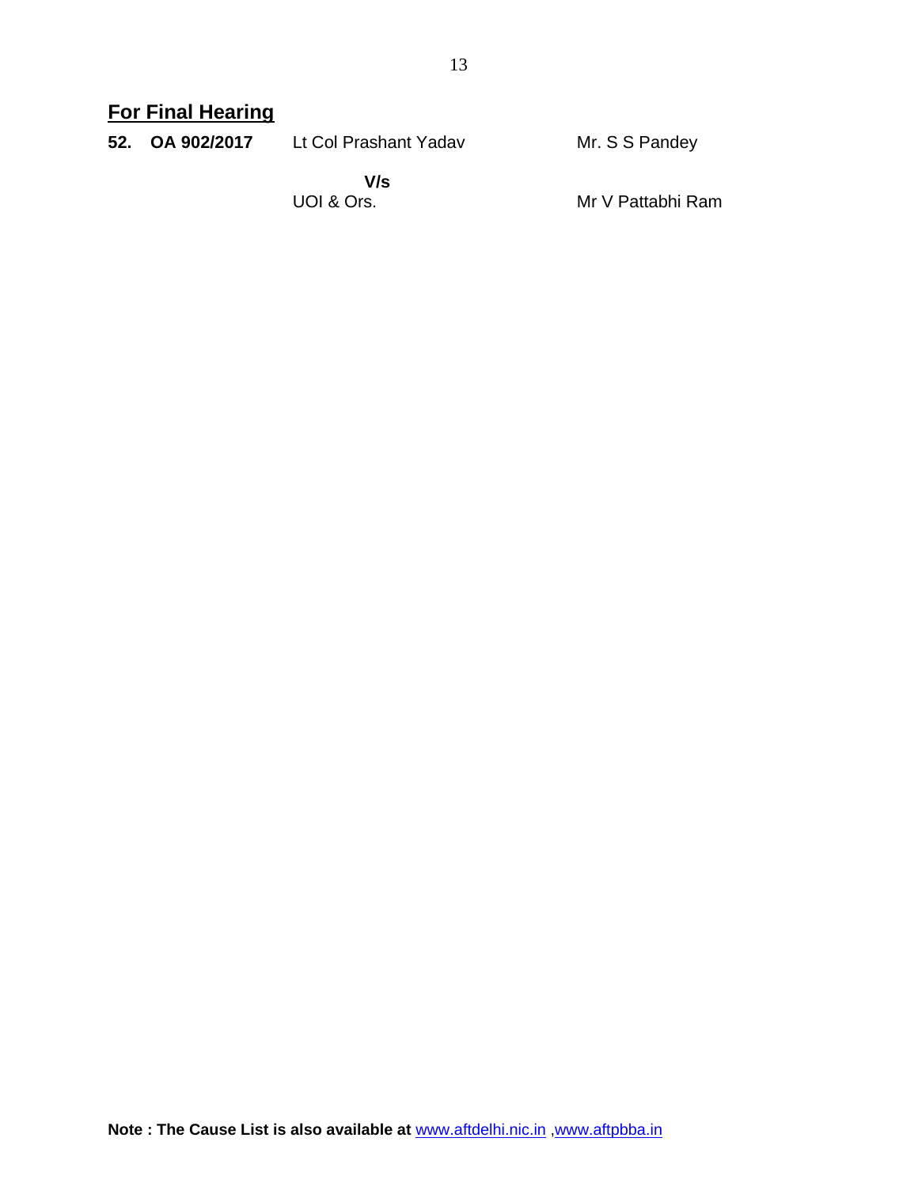## For Final Hearing

| | | | |
|---|---|---|---|
| **52.** | **OA 902/2017** | Lt Col Prashant Yadav | Mr. S S Pandey |
| | | **V/s** | |
| | | UOI & Ors. | Mr V Pattabhi Ram |

**Note : The Cause List is also available at** www.aftdelhi.nic.in ,www.aftpbba.in